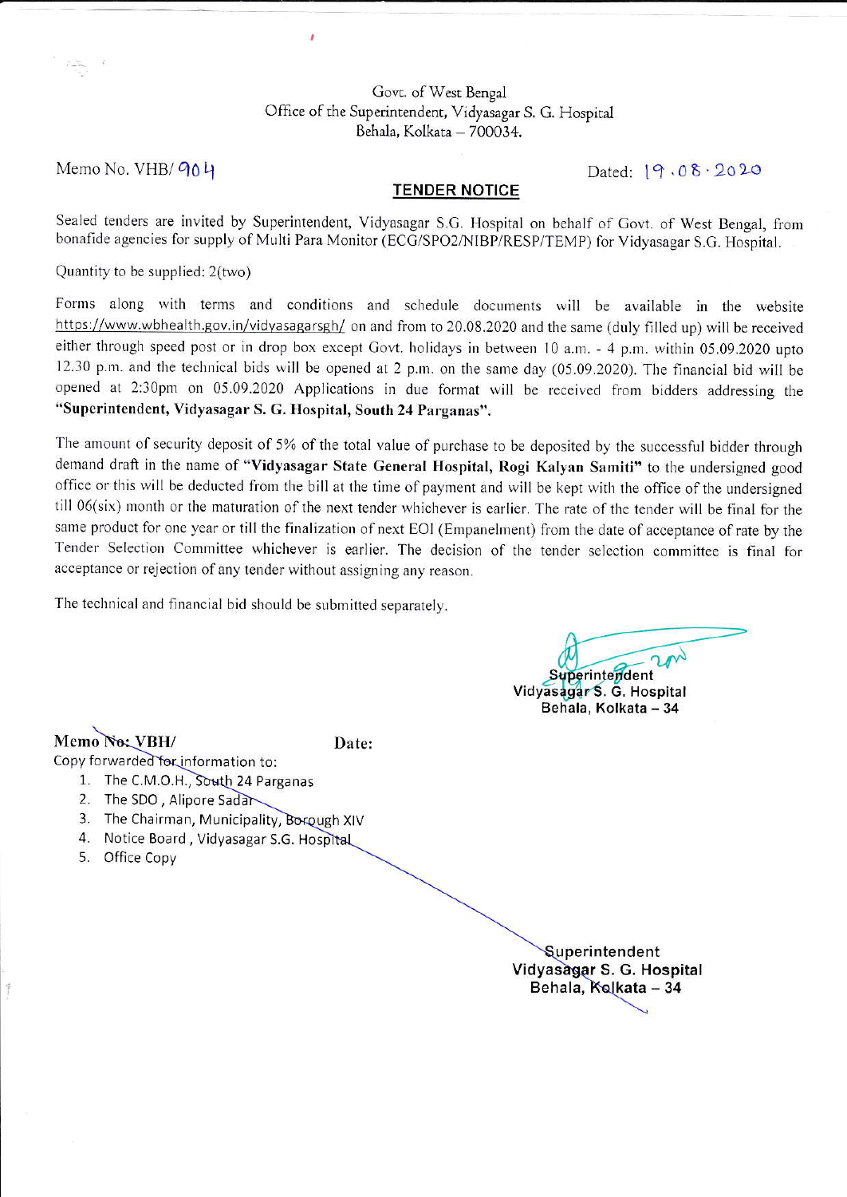Govt. of West Bengal
Office of the Superintendent, Vidyasagar S. G. Hospital
Behala, Kolkata – 700034.

Memo No. VHB/ 904 Dated: 19.08.2020

## TENDER NOTICE

Sealed tenders are invited by Superintendent, Vidyasagar S.G. Hospital on behalf of Govt. of West Bengal, from bonafide agencies for supply of Multi Para Monitor (ECG/SPO2/NIBP/RESP/TEMP) for Vidyasagar S.G. Hospital.

Quantity to be supplied: 2(two)

Forms along with terms and conditions and schedule documents will be available in the website https://www.wbhealth.gov.in/vidyasagarsgh/ on and from to 20.08.2020 and the same (duly filled up) will be received either through speed post or in drop box except Govt. holidays in between 10 a.m. - 4 p.m. within 05.09.2020 upto 12.30 p.m. and the technical bids will be opened at 2 p.m. on the same day (05.09.2020). The financial bid will be opened at 2:30pm on 05.09.2020 Applications in due format will be received from bidders addressing the **"Superintendent, Vidyasagar S. G. Hospital, South 24 Parganas".**

The amount of security deposit of 5% of the total value of purchase to be deposited by the successful bidder through demand draft in the name of **"Vidyasagar State General Hospital, Rogi Kalyan Samiti"** to the undersigned good office or this will be deducted from the bill at the time of payment and will be kept with the office of the undersigned till 06(six) month or the maturation of the next tender whichever is earlier. The rate of the tender will be final for the same product for one year or till the finalization of next EOI (Empanelment) from the date of acceptance of rate by the Tender Selection Committee whichever is earlier. The decision of the tender selection committee is final for acceptance or rejection of any tender without assigning any reason.

The technical and financial bid should be submitted separately.

Superintendent
Vidyasagar S. G. Hospital
Behala, Kolkata – 34

**Memo No: VBH/** **Date:**

Copy forwarded for information to:

1. The C.M.O.H., South 24 Parganas
2. The SDO , Alipore Sadar
3. The Chairman, Municipality, Borough XIV
4. Notice Board , Vidyasagar S.G. Hospital
5. Office Copy

Superintendent
Vidyasagar S. G. Hospital
Behala, Kolkata – 34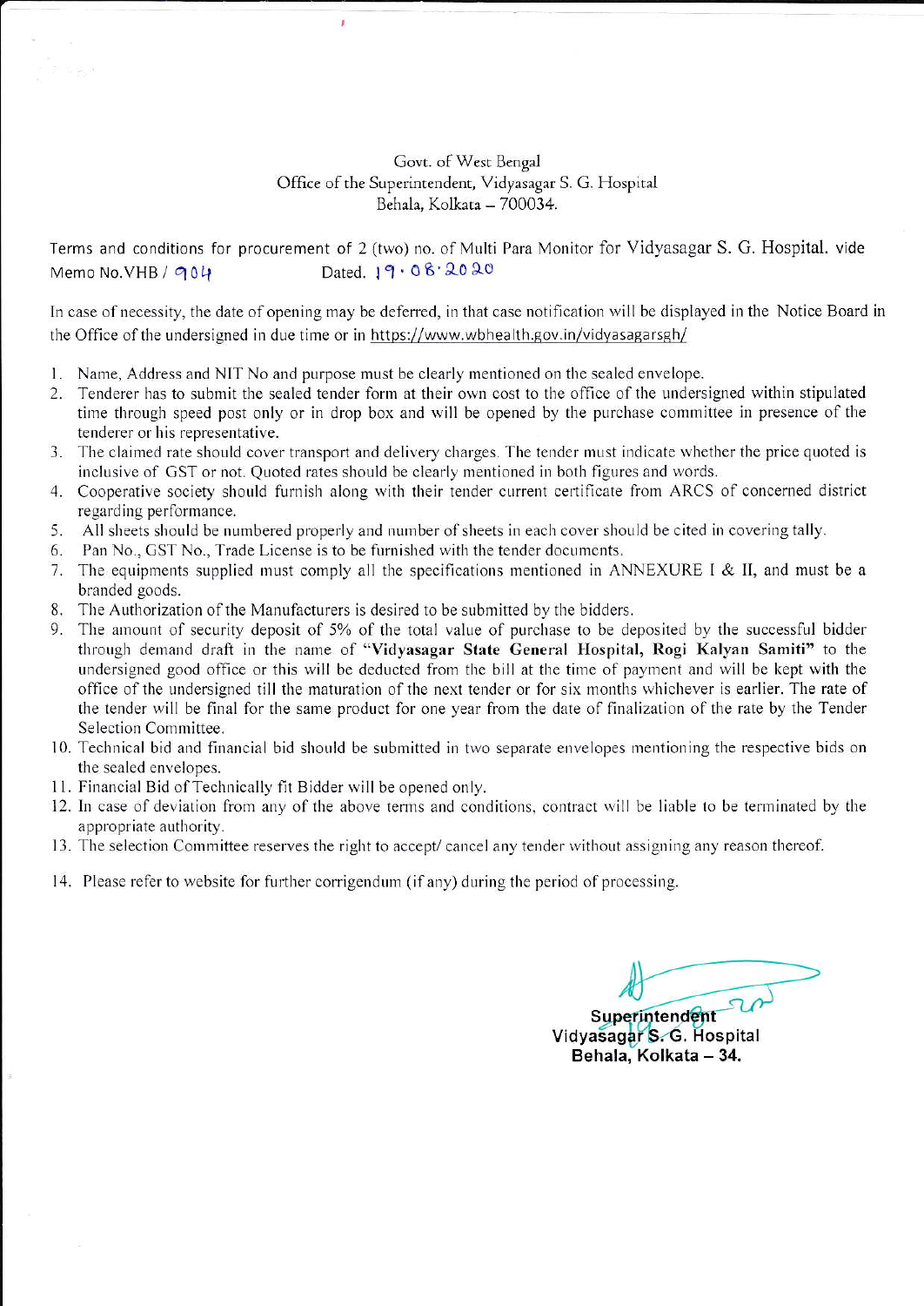Govt. of West Bengal
Office of the Superintendent, Vidyasagar S. G. Hospital
Behala, Kolkata – 700034.

Terms and conditions for procurement of 2 (two) no. of Multi Para Monitor for Vidyasagar S. G. Hospital. vide Memo No.VHB / 904 Dated. 19.08.2020

In case of necessity, the date of opening may be deferred, in that case notification will be displayed in the Notice Board in the Office of the undersigned in due time or in https://www.wbhealth.gov.in/vidyasagarsgh/

1. Name, Address and NIT No and purpose must be clearly mentioned on the sealed envelope.
2. Tenderer has to submit the sealed tender form at their own cost to the office of the undersigned within stipulated time through speed post only or in drop box and will be opened by the purchase committee in presence of the tenderer or his representative.
3. The claimed rate should cover transport and delivery charges. The tender must indicate whether the price quoted is inclusive of GST or not. Quoted rates should be clearly mentioned in both figures and words.
4. Cooperative society should furnish along with their tender current certificate from ARCS of concerned district regarding performance.
5. All sheets should be numbered properly and number of sheets in each cover should be cited in covering tally.
6. Pan No., GST No., Trade License is to be furnished with the tender documents.
7. The equipments supplied must comply all the specifications mentioned in ANNEXURE I & II, and must be a branded goods.
8. The Authorization of the Manufacturers is desired to be submitted by the bidders.
9. The amount of security deposit of 5% of the total value of purchase to be deposited by the successful bidder through demand draft in the name of "**Vidyasagar State General Hospital, Rogi Kalyan Samiti**" to the undersigned good office or this will be deducted from the bill at the time of payment and will be kept with the office of the undersigned till the maturation of the next tender or for six months whichever is earlier. The rate of the tender will be final for the same product for one year from the date of finalization of the rate by the Tender Selection Committee.
10. Technical bid and financial bid should be submitted in two separate envelopes mentioning the respective bids on the sealed envelopes.
11. Financial Bid of Technically fit Bidder will be opened only.
12. In case of deviation from any of the above terms and conditions, contract will be liable to be terminated by the appropriate authority.
13. The selection Committee reserves the right to accept/ cancel any tender without assigning any reason thereof.
14. Please refer to website for further corrigendum (if any) during the period of processing.

**Superintendent**
**Vidyasagar S. G. Hospital**
**Behala, Kolkata – 34.**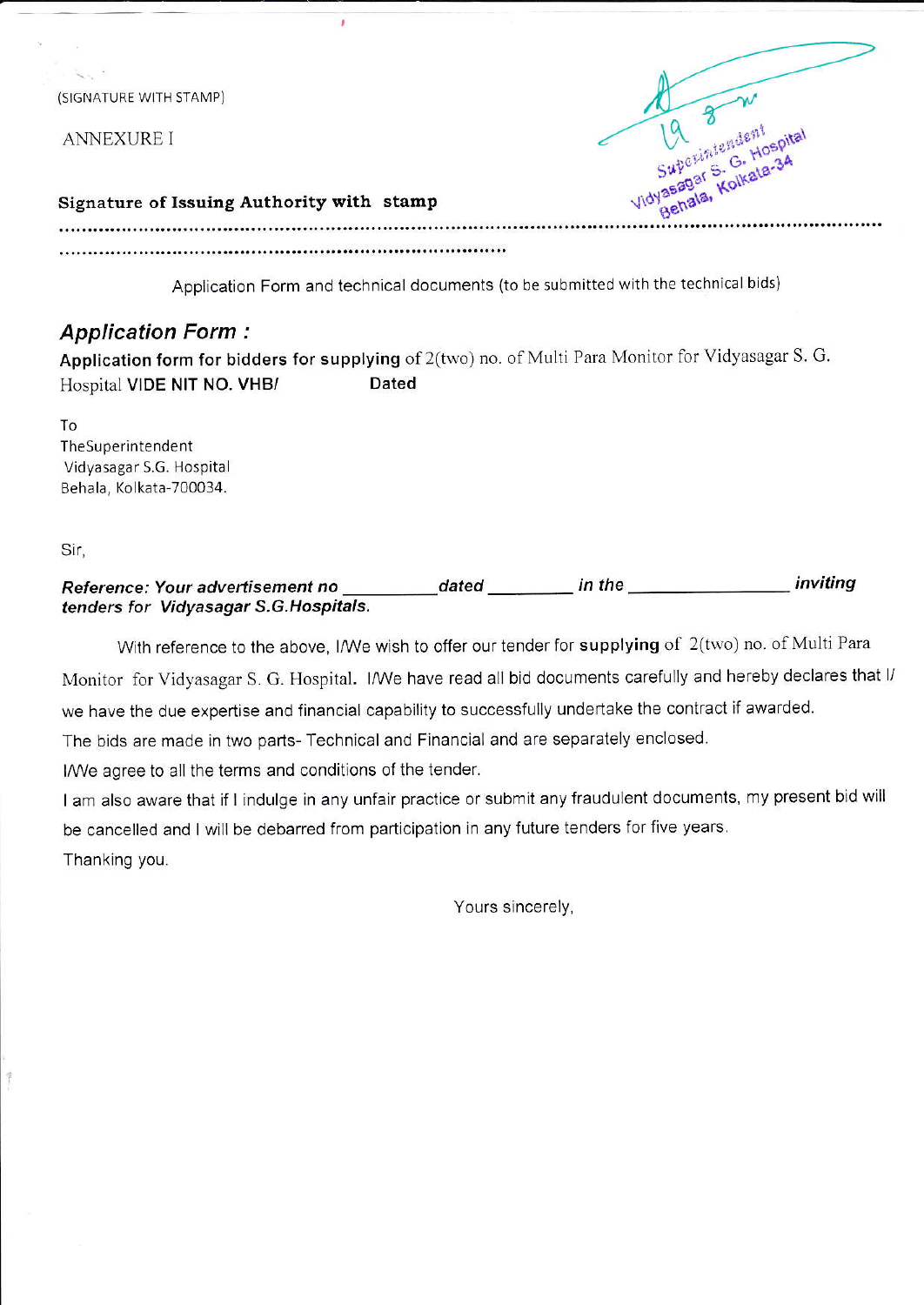(SIGNATURE WITH STAMP)

ANNEXURE I

Superintendent
Vidyasagar S. G. Hospital
Behala, Kolkata-34

**Signature of Issuing Authority with stamp**

........................................................................................................................................................

..........................................................................................

Application Form and technical documents (to be submitted with the technical bids)

## *Application Form :*

**Application form for bidders for supplying** of 2(two) no. of Multi Para Monitor for Vidyasagar S. G. Hospital **VIDE NIT NO. VHB/ Dated**

To
TheSuperintendent
Vidyasagar S.G. Hospital
Behala, Kolkata-700034.

Sir,

***Reference: Your advertisement no __________ dated ________ in the ________________ inviting tenders for Vidyasagar S.G.Hospitals.***

With reference to the above, I/We wish to offer our tender for **supplying** of 2(two) no. of Multi Para Monitor for Vidyasagar S. G. Hospital. I/We have read all bid documents carefully and hereby declares that I/we have the due expertise and financial capability to successfully undertake the contract if awarded.

The bids are made in two parts- Technical and Financial and are separately enclosed.

I/We agree to all the terms and conditions of the tender.

I am also aware that if I indulge in any unfair practice or submit any fraudulent documents, my present bid will be cancelled and I will be debarred from participation in any future tenders for five years.

Thanking you.

Yours sincerely,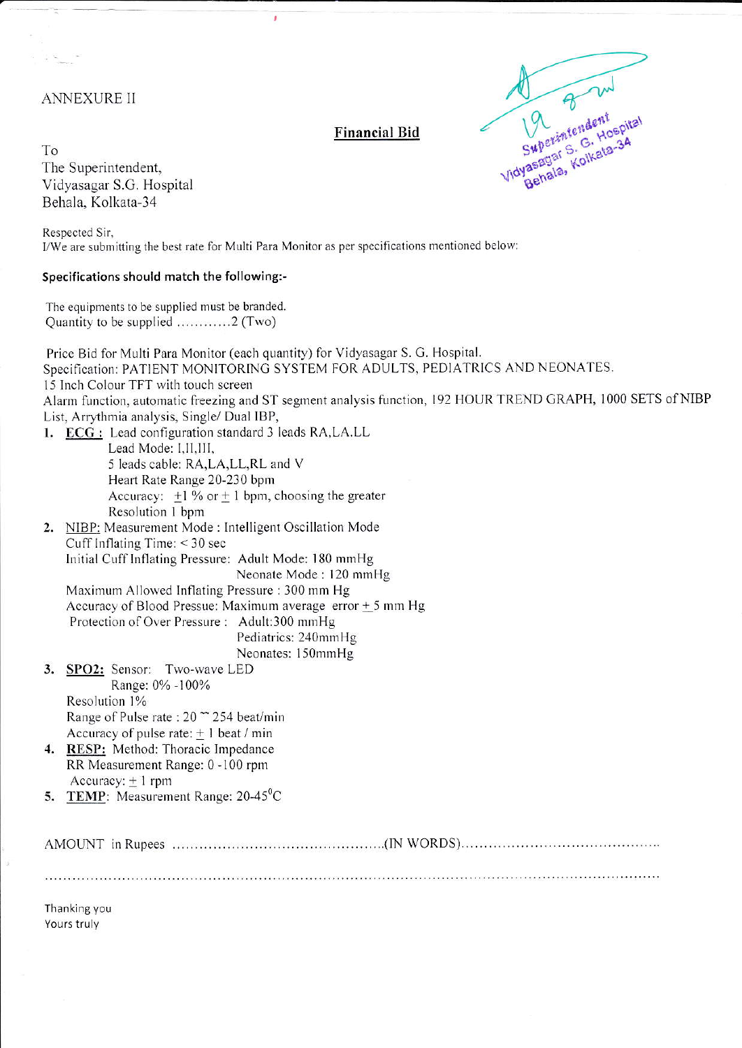ANNEXURE II

**Financial Bid**

Superintendent
Vidyasagar S. G. Hospital
Behala, Kolkata-34

To
The Superintendent,
Vidyasagar S.G. Hospital
Behala, Kolkata-34

Respected Sir,
I/We are submitting the best rate for Multi Para Monitor as per specifications mentioned below:

**Specifications should match the following:-**

The equipments to be supplied must be branded.
Quantity to be supplied ............2 (Two)

Price Bid for Multi Para Monitor (each quantity) for Vidyasagar S. G. Hospital.
Specification: PATIENT MONITORING SYSTEM FOR ADULTS, PEDIATRICS AND NEONATES.
15 Inch Colour TFT with touch screen
Alarm function, automatic freezing and ST segment analysis function, 192 HOUR TREND GRAPH, 1000 SETS of NIBP List, Arrythmia analysis, Single/ Dual IBP,

1. **ECG :** Lead configuration standard 3 leads RA,LA.LL
   Lead Mode: I,II,III,
   5 leads cable: RA,LA,LL,RL and V
   Heart Rate Range 20-230 bpm
   Accuracy: ±1 % or ± 1 bpm, choosing the greater
   Resolution 1 bpm
2. NIBP: Measurement Mode : Intelligent Oscillation Mode
   Cuff Inflating Time: < 30 sec
   Initial Cuff Inflating Pressure: Adult Mode: 180 mmHg
   Neonate Mode : 120 mmHg
   Maximum Allowed Inflating Pressure : 300 mm Hg
   Accuracy of Blood Pressue: Maximum average error ± 5 mm Hg
   Protection of Over Pressure : Adult:300 mmHg
   Pediatrics: 240mmHg
   Neonates: 150mmHg
3. **SPO2:** Sensor: Two-wave LED
   Range: 0% -100%
   Resolution 1%
   Range of Pulse rate : 20 ~ 254 beat/min
   Accuracy of pulse rate: ± 1 beat / min
4. **RESP:** Method: Thoracic Impedance
   RR Measurement Range: 0 -100 rpm
   Accuracy: ± 1 rpm
5. **TEMP**: Measurement Range: 20-45°C

AMOUNT in Rupees ..............................................(IN WORDS)...........................................

.............................................................................................................................................

Thanking you
Yours truly